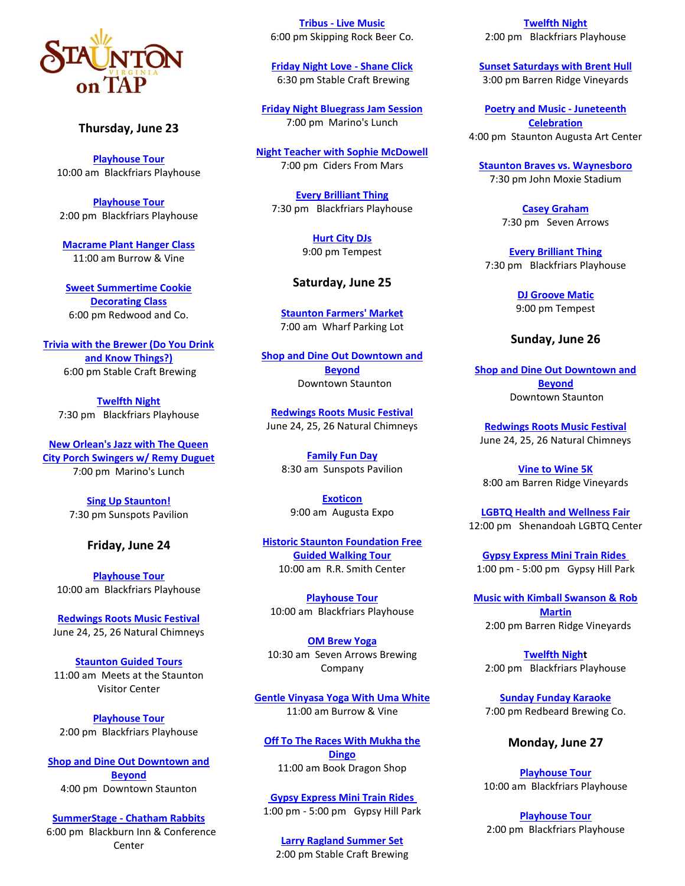# Staunton Virginia on TAP

## Thursday, June 23

**Playhouse Tour**
10:00 am Blackfriars Playhouse

**Playhouse Tour**
2:00 pm Blackfriars Playhouse

**Macrame Plant Hanger Class**
11:00 am Burrow & Vine

**Sweet Summertime Cookie Decorating Class**
6:00 pm Redwood and Co.

**Trivia with the Brewer (Do You Drink and Know Things?)**
6:00 pm Stable Craft Brewing

**Twelfth Night**
7:30 pm Blackfriars Playhouse

**New Orlean's Jazz with The Queen City Porch Swingers w/ Remy Duguet**
7:00 pm Marino's Lunch

**Sing Up Staunton!**
7:30 pm Sunspots Pavilion

## Friday, June 24

**Playhouse Tour**
10:00 am Blackfriars Playhouse

**Redwings Roots Music Festival**
June 24, 25, 26 Natural Chimneys

**Staunton Guided Tours**
11:00 am Meets at the Staunton Visitor Center

**Playhouse Tour**
2:00 pm Blackfriars Playhouse

**Shop and Dine Out Downtown and Beyond**
4:00 pm Downtown Staunton

**SummerStage - Chatham Rabbits**
6:00 pm Blackburn Inn & Conference Center

**Tribus - Live Music**
6:00 pm Skipping Rock Beer Co.

**Friday Night Love - Shane Click**
6:30 pm Stable Craft Brewing

**Friday Night Bluegrass Jam Session**
7:00 pm Marino's Lunch

**Night Teacher with Sophie McDowell**
7:00 pm Ciders From Mars

**Every Brilliant Thing**
7:30 pm Blackfriars Playhouse

**Hurt City DJs**
9:00 pm Tempest

## Saturday, June 25

**Staunton Farmers' Market**
7:00 am Wharf Parking Lot

**Shop and Dine Out Downtown and Beyond**
Downtown Staunton

**Redwings Roots Music Festival**
June 24, 25, 26 Natural Chimneys

**Family Fun Day**
8:30 am Sunspots Pavilion

**Exoticon**
9:00 am Augusta Expo

**Historic Staunton Foundation Free Guided Walking Tour**
10:00 am R.R. Smith Center

**Playhouse Tour**
10:00 am Blackfriars Playhouse

**OM Brew Yoga**
10:30 am Seven Arrows Brewing Company

**Gentle Vinyasa Yoga With Uma White**
11:00 am Burrow & Vine

**Off To The Races With Mukha the Dingo**
11:00 am Book Dragon Shop

**Gypsy Express Mini Train Rides**
1:00 pm - 5:00 pm Gypsy Hill Park

**Larry Ragland Summer Set**
2:00 pm Stable Craft Brewing

**Twelfth Night**
2:00 pm Blackfriars Playhouse

**Sunset Saturdays with Brent Hull**
3:00 pm Barren Ridge Vineyards

**Poetry and Music - Juneteenth Celebration**
4:00 pm Staunton Augusta Art Center

**Staunton Braves vs. Waynesboro**
7:30 pm John Moxie Stadium

**Casey Graham**
7:30 pm Seven Arrows

**Every Brilliant Thing**
7:30 pm Blackfriars Playhouse

**DJ Groove Matic**
9:00 pm Tempest

## Sunday, June 26

**Shop and Dine Out Downtown and Beyond**
Downtown Staunton

**Redwings Roots Music Festival**
June 24, 25, 26 Natural Chimneys

**Vine to Wine 5K**
8:00 am Barren Ridge Vineyards

**LGBTQ Health and Wellness Fair**
12:00 pm Shenandoah LGBTQ Center

**Gypsy Express Mini Train Rides**
1:00 pm - 5:00 pm Gypsy Hill Park

**Music with Kimball Swanson & Rob Martin**
2:00 pm Barren Ridge Vineyards

**Twelfth Night**
2:00 pm Blackfriars Playhouse

**Sunday Funday Karaoke**
7:00 pm Redbeard Brewing Co.

## Monday, June 27

**Playhouse Tour**
10:00 am Blackfriars Playhouse

**Playhouse Tour**
2:00 pm Blackfriars Playhouse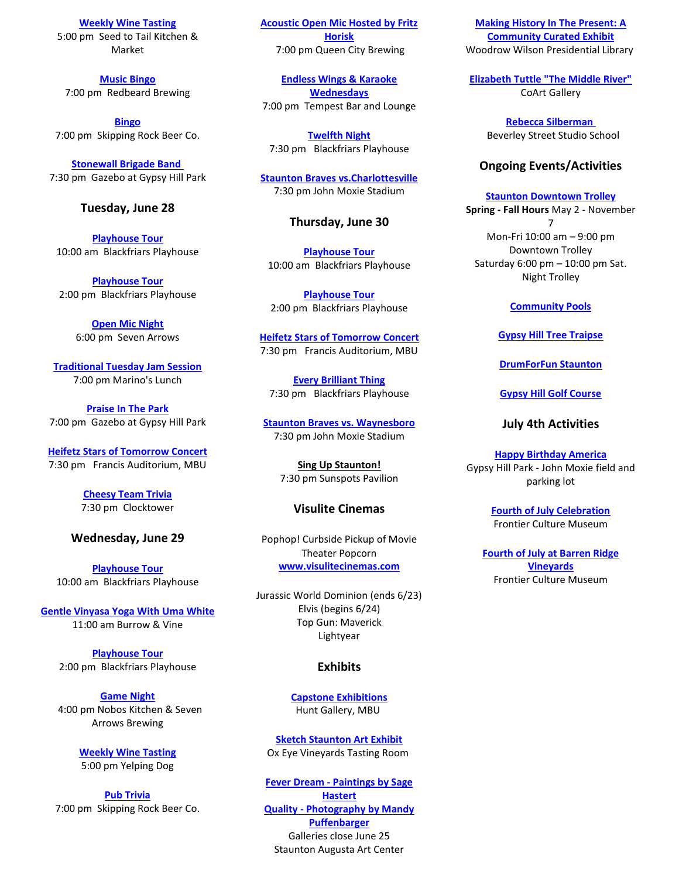**Weekly Wine Tasting**
5:00 pm Seed to Tail Kitchen & Market

**Music Bingo**
7:00 pm Redbeard Brewing

**Bingo**
7:00 pm Skipping Rock Beer Co.

**Stonewall Brigade Band**
7:30 pm Gazebo at Gypsy Hill Park

### Tuesday, June 28

**Playhouse Tour**
10:00 am Blackfriars Playhouse

**Playhouse Tour**
2:00 pm Blackfriars Playhouse

**Open Mic Night**
6:00 pm Seven Arrows

**Traditional Tuesday Jam Session**
7:00 pm Marino's Lunch

**Praise In The Park**
7:00 pm Gazebo at Gypsy Hill Park

**Heifetz Stars of Tomorrow Concert**
7:30 pm Francis Auditorium, MBU

**Cheesy Team Trivia**
7:30 pm Clocktower

### Wednesday, June 29

**Playhouse Tour**
10:00 am Blackfriars Playhouse

**Gentle Vinyasa Yoga With Uma White**
11:00 am Burrow & Vine

**Playhouse Tour**
2:00 pm Blackfriars Playhouse

**Game Night**
4:00 pm Nobos Kitchen & Seven Arrows Brewing

**Weekly Wine Tasting**
5:00 pm Yelping Dog

**Pub Trivia**
7:00 pm Skipping Rock Beer Co.

**Acoustic Open Mic Hosted by Fritz Horisk**
7:00 pm Queen City Brewing

**Endless Wings & Karaoke Wednesdays**
7:00 pm Tempest Bar and Lounge

**Twelfth Night**
7:30 pm Blackfriars Playhouse

**Staunton Braves vs.Charlottesville**
7:30 pm John Moxie Stadium

### Thursday, June 30

**Playhouse Tour**
10:00 am Blackfriars Playhouse

**Playhouse Tour**
2:00 pm Blackfriars Playhouse

**Heifetz Stars of Tomorrow Concert**
7:30 pm Francis Auditorium, MBU

**Every Brilliant Thing**
7:30 pm Blackfriars Playhouse

**Staunton Braves vs. Waynesboro**
7:30 pm John Moxie Stadium

**Sing Up Staunton!**
7:30 pm Sunspots Pavilion

### Visulite Cinemas

Pophop! Curbside Pickup of Movie Theater Popcorn
www.visulitecinemas.com

Jurassic World Dominion (ends 6/23)
Elvis (begins 6/24)
Top Gun: Maverick
Lightyear

### Exhibits

**Capstone Exhibitions**
Hunt Gallery, MBU

**Sketch Staunton Art Exhibit**
Ox Eye Vineyards Tasting Room

**Fever Dream - Paintings by Sage Hastert**
**Quality - Photography by Mandy Puffenbarger**
Galleries close June 25
Staunton Augusta Art Center

**Making History In The Present: A Community Curated Exhibit**
Woodrow Wilson Presidential Library

**Elizabeth Tuttle "The Middle River"**
CoArt Gallery

**Rebecca Silberman**
Beverley Street Studio School

### Ongoing Events/Activities

**Staunton Downtown Trolley**
**Spring - Fall Hours** May 2 - November 7
Mon-Fri 10:00 am – 9:00 pm Downtown Trolley
Saturday 6:00 pm – 10:00 pm Sat. Night Trolley

**Community Pools**

**Gypsy Hill Tree Traipse**

**DrumForFun Staunton**

**Gypsy Hill Golf Course**

### July 4th Activities

**Happy Birthday America**
Gypsy Hill Park - John Moxie field and parking lot

**Fourth of July Celebration**
Frontier Culture Museum

**Fourth of July at Barren Ridge Vineyards**
Frontier Culture Museum